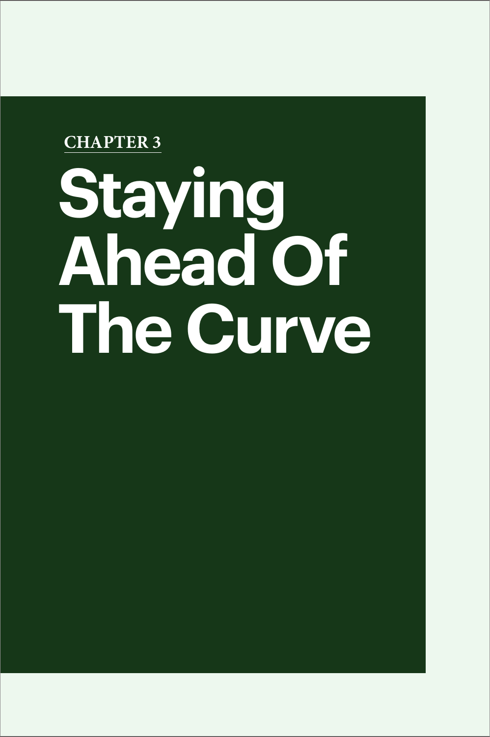CHAPTER 3

# Staying Ahead Of The Curve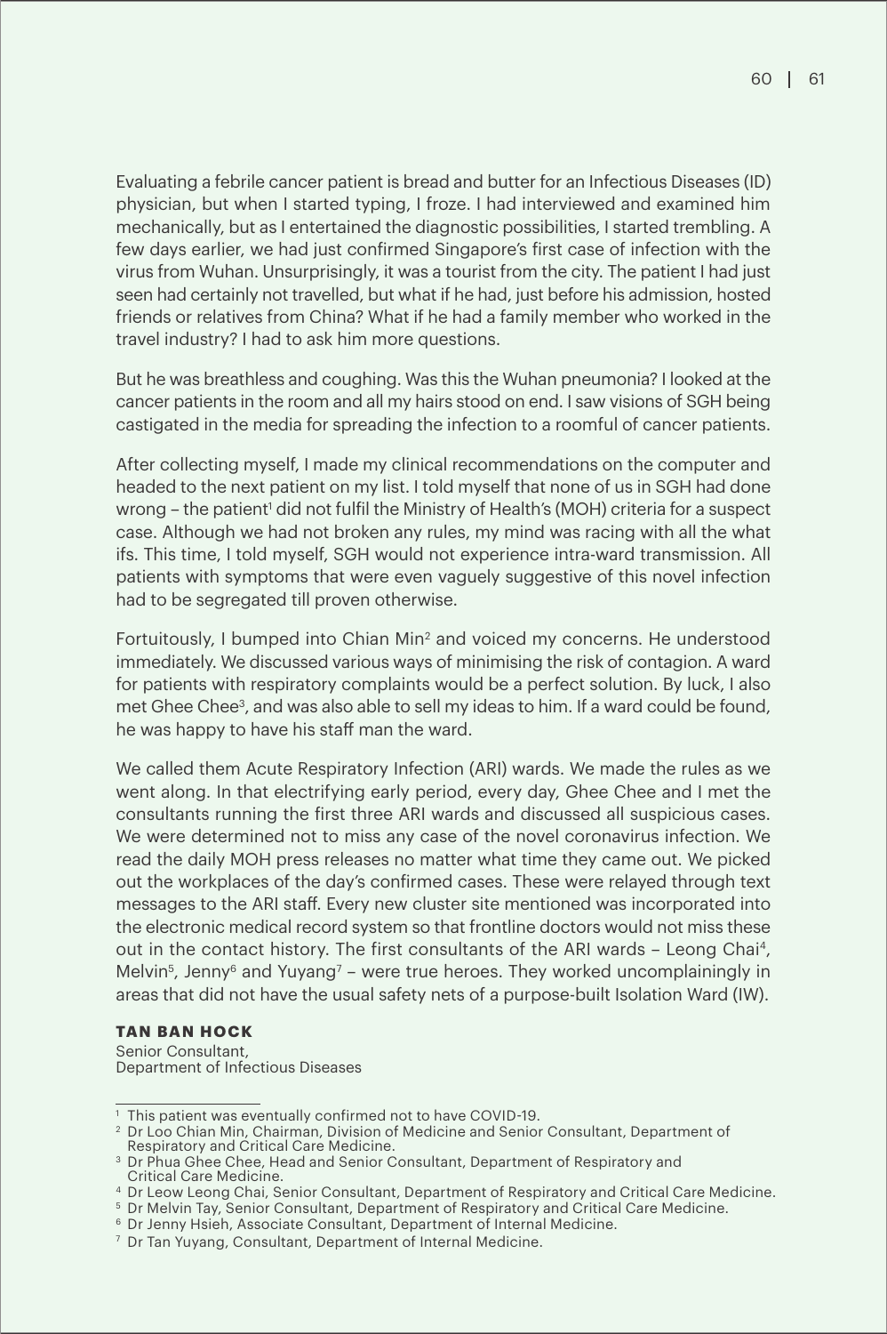Evaluating a febrile cancer patient is bread and butter for an Infectious Diseases (ID) physician, but when I started typing, I froze. I had interviewed and examined him mechanically, but as I entertained the diagnostic possibilities, I started trembling. A few days earlier, we had just confirmed Singapore's first case of infection with the virus from Wuhan. Unsurprisingly, it was a tourist from the city. The patient I had just seen had certainly not travelled, but what if he had, just before his admission, hosted friends or relatives from China? What if he had a family member who worked in the travel industry? I had to ask him more questions.

But he was breathless and coughing. Was this the Wuhan pneumonia? I looked at the cancer patients in the room and all my hairs stood on end. I saw visions of SGH being castigated in the media for spreading the infection to a roomful of cancer patients.

After collecting myself, I made my clinical recommendations on the computer and headed to the next patient on my list. I told myself that none of us in SGH had done wrong – the patient[1] did not fulfil the Ministry of Health's (MOH) criteria for a suspect case. Although we had not broken any rules, my mind was racing with all the what ifs. This time, I told myself, SGH would not experience intra-ward transmission. All patients with symptoms that were even vaguely suggestive of this novel infection had to be segregated till proven otherwise.

Fortuitously, I bumped into Chian Min[2] and voiced my concerns. He understood immediately. We discussed various ways of minimising the risk of contagion. A ward for patients with respiratory complaints would be a perfect solution. By luck, I also met Ghee Chee[3], and was also able to sell my ideas to him. If a ward could be found, he was happy to have his staff man the ward.

We called them Acute Respiratory Infection (ARI) wards. We made the rules as we went along. In that electrifying early period, every day, Ghee Chee and I met the consultants running the first three ARI wards and discussed all suspicious cases. We were determined not to miss any case of the novel coronavirus infection. We read the daily MOH press releases no matter what time they came out. We picked out the workplaces of the day's confirmed cases. These were relayed through text messages to the ARI staff. Every new cluster site mentioned was incorporated into the electronic medical record system so that frontline doctors would not miss these out in the contact history. The first consultants of the ARI wards – Leong Chai[4], Melvin[5], Jenny[6] and Yuyang[7] – were true heroes. They worked uncomplainingly in areas that did not have the usual safety nets of a purpose-built Isolation Ward (IW).

**TAN BAN HOCK**
Senior Consultant,
Department of Infectious Diseases

---

[1] This patient was eventually confirmed not to have COVID-19.
[2] Dr Loo Chian Min, Chairman, Division of Medicine and Senior Consultant, Department of Respiratory and Critical Care Medicine.
[3] Dr Phua Ghee Chee, Head and Senior Consultant, Department of Respiratory and Critical Care Medicine.
[4] Dr Leow Leong Chai, Senior Consultant, Department of Respiratory and Critical Care Medicine.
[5] Dr Melvin Tay, Senior Consultant, Department of Respiratory and Critical Care Medicine.
[6] Dr Jenny Hsieh, Associate Consultant, Department of Internal Medicine.
[7] Dr Tan Yuyang, Consultant, Department of Internal Medicine.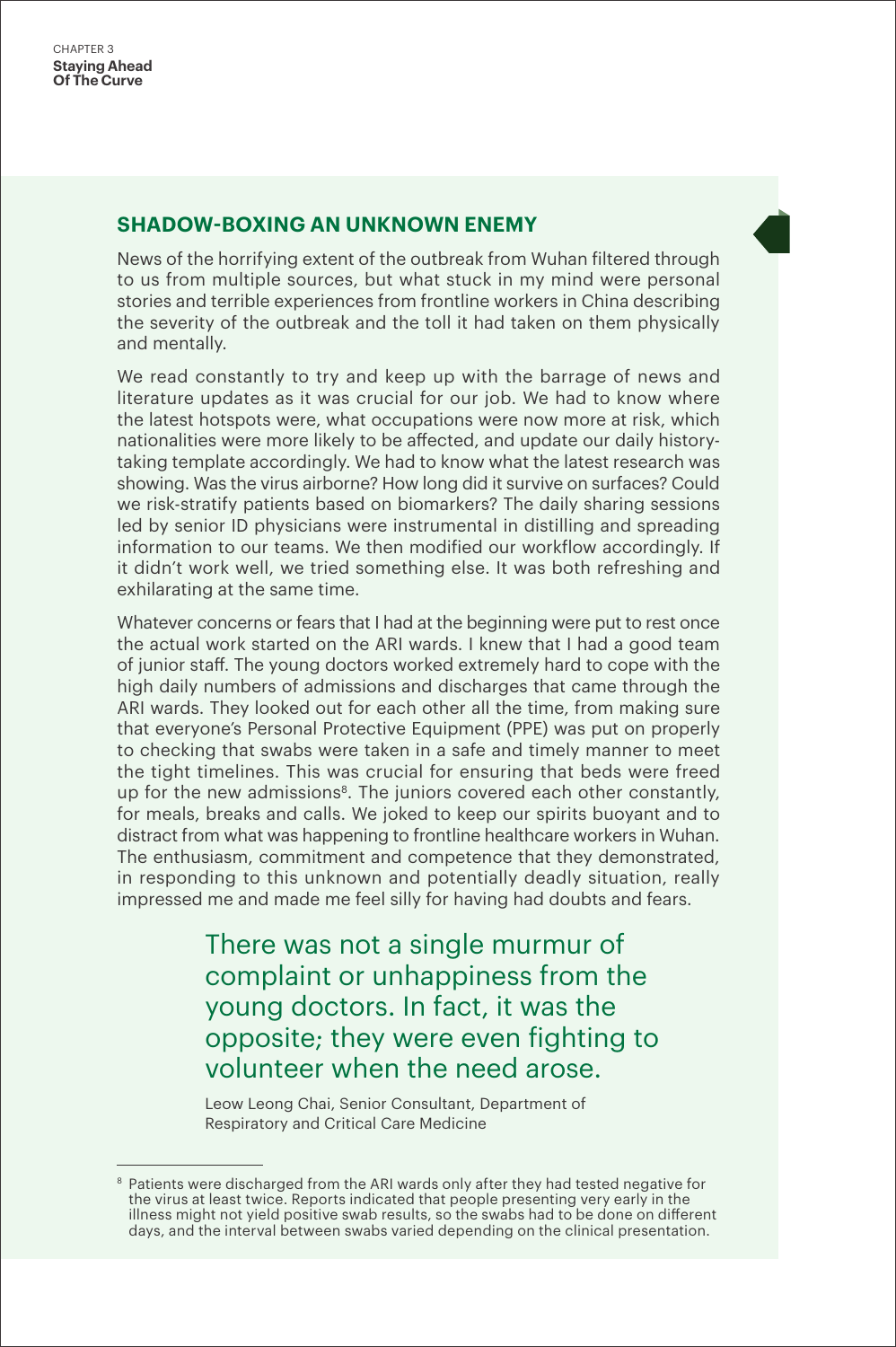## SHADOW-BOXING AN UNKNOWN ENEMY

News of the horrifying extent of the outbreak from Wuhan filtered through to us from multiple sources, but what stuck in my mind were personal stories and terrible experiences from frontline workers in China describing the severity of the outbreak and the toll it had taken on them physically and mentally.

We read constantly to try and keep up with the barrage of news and literature updates as it was crucial for our job. We had to know where the latest hotspots were, what occupations were now more at risk, which nationalities were more likely to be affected, and update our daily history-taking template accordingly. We had to know what the latest research was showing. Was the virus airborne? How long did it survive on surfaces? Could we risk-stratify patients based on biomarkers? The daily sharing sessions led by senior ID physicians were instrumental in distilling and spreading information to our teams. We then modified our workflow accordingly. If it didn't work well, we tried something else. It was both refreshing and exhilarating at the same time.

Whatever concerns or fears that I had at the beginning were put to rest once the actual work started on the ARI wards. I knew that I had a good team of junior staff. The young doctors worked extremely hard to cope with the high daily numbers of admissions and discharges that came through the ARI wards. They looked out for each other all the time, from making sure that everyone's Personal Protective Equipment (PPE) was put on properly to checking that swabs were taken in a safe and timely manner to meet the tight timelines. This was crucial for ensuring that beds were freed up for the new admissions[8]. The juniors covered each other constantly, for meals, breaks and calls. We joked to keep our spirits buoyant and to distract from what was happening to frontline healthcare workers in Wuhan. The enthusiasm, commitment and competence that they demonstrated, in responding to this unknown and potentially deadly situation, really impressed me and made me feel silly for having had doubts and fears.

> There was not a single murmur of complaint or unhappiness from the young doctors. In fact, it was the opposite; they were even fighting to volunteer when the need arose.
>
> Leow Leong Chai, Senior Consultant, Department of Respiratory and Critical Care Medicine

[8] Patients were discharged from the ARI wards only after they had tested negative for the virus at least twice. Reports indicated that people presenting very early in the illness might not yield positive swab results, so the swabs had to be done on different days, and the interval between swabs varied depending on the clinical presentation.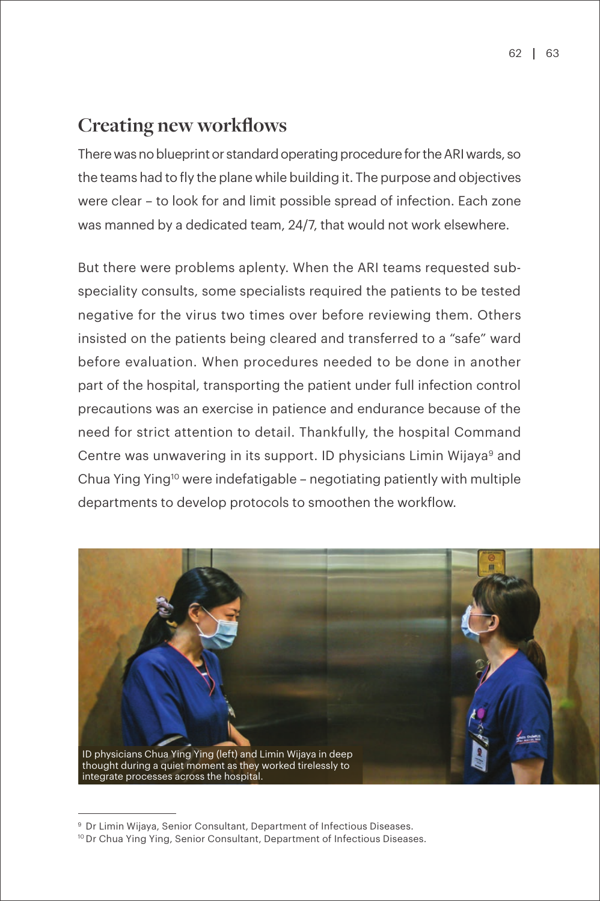## Creating new workflows

There was no blueprint or standard operating procedure for the ARI wards, so the teams had to fly the plane while building it. The purpose and objectives were clear – to look for and limit possible spread of infection. Each zone was manned by a dedicated team, 24/7, that would not work elsewhere.

But there were problems aplenty. When the ARI teams requested sub-speciality consults, some specialists required the patients to be tested negative for the virus two times over before reviewing them. Others insisted on the patients being cleared and transferred to a "safe" ward before evaluation. When procedures needed to be done in another part of the hospital, transporting the patient under full infection control precautions was an exercise in patience and endurance because of the need for strict attention to detail. Thankfully, the hospital Command Centre was unwavering in its support. ID physicians Limin Wijaya[9] and Chua Ying Ying[10] were indefatigable – negotiating patiently with multiple departments to develop protocols to smoothen the workflow.

ID physicians Chua Ying Ying (left) and Limin Wijaya in deep thought during a quiet moment as they worked tirelessly to integrate processes across the hospital.

[9] Dr Limin Wijaya, Senior Consultant, Department of Infectious Diseases.

[10] Dr Chua Ying Ying, Senior Consultant, Department of Infectious Diseases.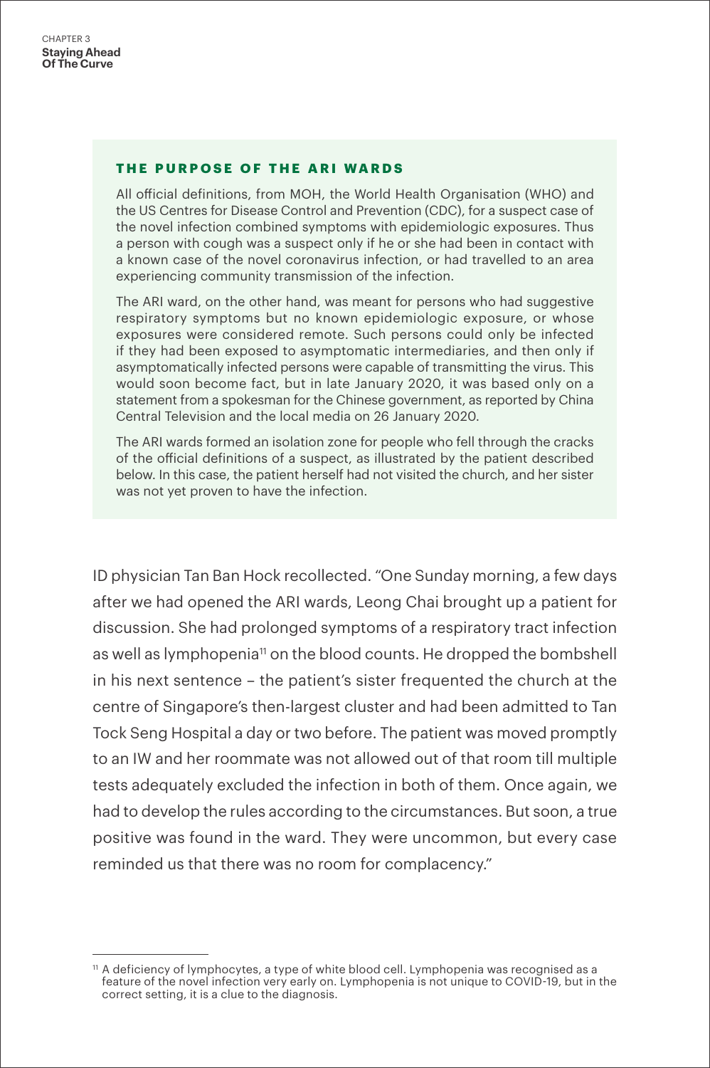### THE PURPOSE OF THE ARI WARDS

All official definitions, from MOH, the World Health Organisation (WHO) and the US Centres for Disease Control and Prevention (CDC), for a suspect case of the novel infection combined symptoms with epidemiologic exposures. Thus a person with cough was a suspect only if he or she had been in contact with a known case of the novel coronavirus infection, or had travelled to an area experiencing community transmission of the infection.

The ARI ward, on the other hand, was meant for persons who had suggestive respiratory symptoms but no known epidemiologic exposure, or whose exposures were considered remote. Such persons could only be infected if they had been exposed to asymptomatic intermediaries, and then only if asymptomatically infected persons were capable of transmitting the virus. This would soon become fact, but in late January 2020, it was based only on a statement from a spokesman for the Chinese government, as reported by China Central Television and the local media on 26 January 2020.

The ARI wards formed an isolation zone for people who fell through the cracks of the official definitions of a suspect, as illustrated by the patient described below. In this case, the patient herself had not visited the church, and her sister was not yet proven to have the infection.

ID physician Tan Ban Hock recollected. "One Sunday morning, a few days after we had opened the ARI wards, Leong Chai brought up a patient for discussion. She had prolonged symptoms of a respiratory tract infection as well as lymphopenia[11] on the blood counts. He dropped the bombshell in his next sentence – the patient's sister frequented the church at the centre of Singapore's then-largest cluster and had been admitted to Tan Tock Seng Hospital a day or two before. The patient was moved promptly to an IW and her roommate was not allowed out of that room till multiple tests adequately excluded the infection in both of them. Once again, we had to develop the rules according to the circumstances. But soon, a true positive was found in the ward. They were uncommon, but every case reminded us that there was no room for complacency."

[11] A deficiency of lymphocytes, a type of white blood cell. Lymphopenia was recognised as a feature of the novel infection very early on. Lymphopenia is not unique to COVID-19, but in the correct setting, it is a clue to the diagnosis.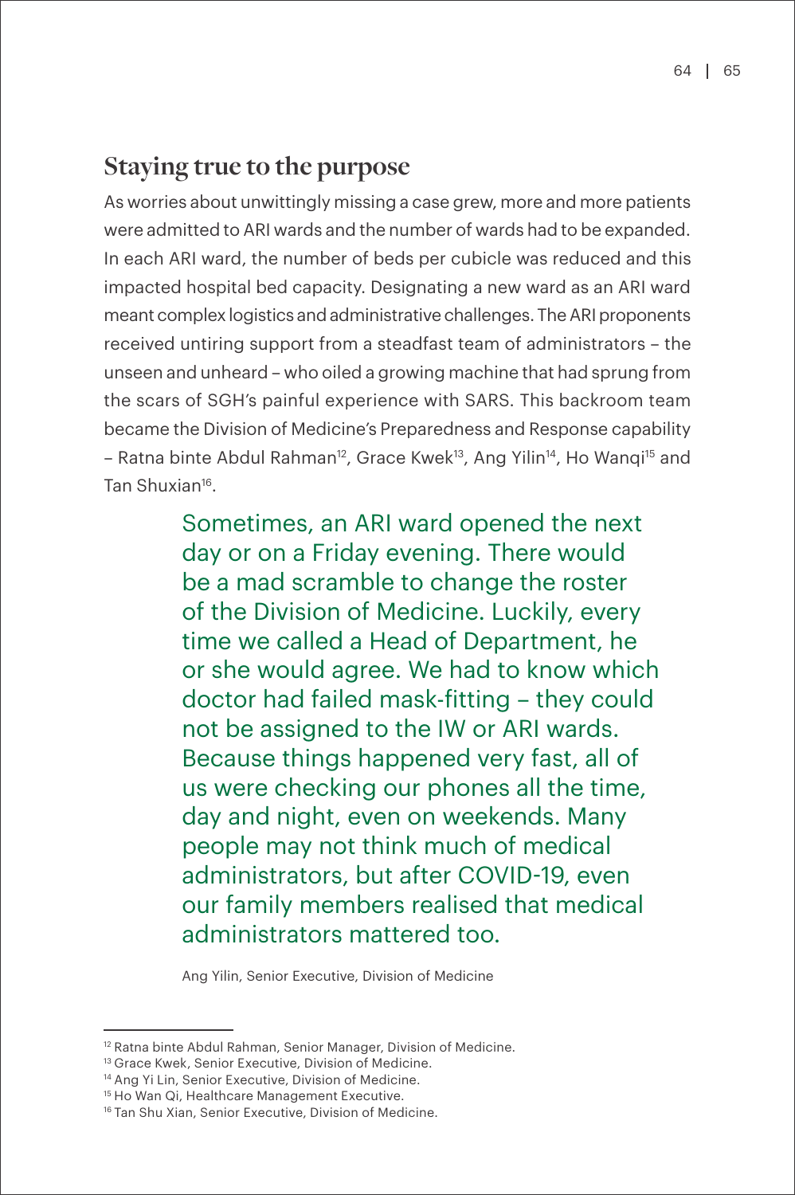## Staying true to the purpose

As worries about unwittingly missing a case grew, more and more patients were admitted to ARI wards and the number of wards had to be expanded. In each ARI ward, the number of beds per cubicle was reduced and this impacted hospital bed capacity. Designating a new ward as an ARI ward meant complex logistics and administrative challenges. The ARI proponents received untiring support from a steadfast team of administrators – the unseen and unheard – who oiled a growing machine that had sprung from the scars of SGH's painful experience with SARS. This backroom team became the Division of Medicine's Preparedness and Response capability – Ratna binte Abdul Rahman[12], Grace Kwek[13], Ang Yilin[14], Ho Wanqi[15] and Tan Shuxian[16].

> Sometimes, an ARI ward opened the next day or on a Friday evening. There would be a mad scramble to change the roster of the Division of Medicine. Luckily, every time we called a Head of Department, he or she would agree. We had to know which doctor had failed mask-fitting – they could not be assigned to the IW or ARI wards. Because things happened very fast, all of us were checking our phones all the time, day and night, even on weekends. Many people may not think much of medical administrators, but after COVID-19, even our family members realised that medical administrators mattered too.
>
> Ang Yilin, Senior Executive, Division of Medicine

---

[12] Ratna binte Abdul Rahman, Senior Manager, Division of Medicine.

[13] Grace Kwek, Senior Executive, Division of Medicine.

[14] Ang Yi Lin, Senior Executive, Division of Medicine.

[15] Ho Wan Qi, Healthcare Management Executive.

[16] Tan Shu Xian, Senior Executive, Division of Medicine.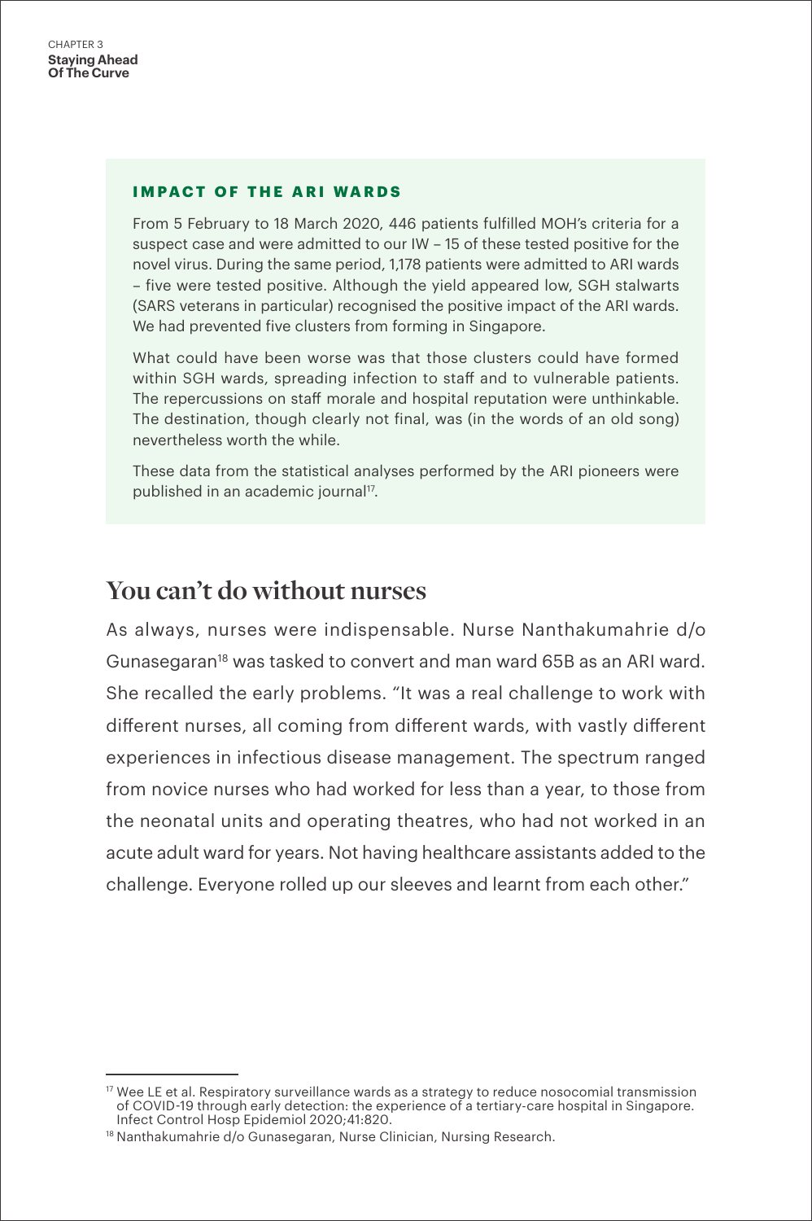### IMPACT OF THE ARI WARDS

From 5 February to 18 March 2020, 446 patients fulfilled MOH's criteria for a suspect case and were admitted to our IW – 15 of these tested positive for the novel virus. During the same period, 1,178 patients were admitted to ARI wards – five were tested positive. Although the yield appeared low, SGH stalwarts (SARS veterans in particular) recognised the positive impact of the ARI wards. We had prevented five clusters from forming in Singapore.

What could have been worse was that those clusters could have formed within SGH wards, spreading infection to staff and to vulnerable patients. The repercussions on staff morale and hospital reputation were unthinkable. The destination, though clearly not final, was (in the words of an old song) nevertheless worth the while.

These data from the statistical analyses performed by the ARI pioneers were published in an academic journal[17].

## You can't do without nurses

As always, nurses were indispensable. Nurse Nanthakumahrie d/o Gunasegaran[18] was tasked to convert and man ward 65B as an ARI ward. She recalled the early problems. "It was a real challenge to work with different nurses, all coming from different wards, with vastly different experiences in infectious disease management. The spectrum ranged from novice nurses who had worked for less than a year, to those from the neonatal units and operating theatres, who had not worked in an acute adult ward for years. Not having healthcare assistants added to the challenge. Everyone rolled up our sleeves and learnt from each other."

---

[17] Wee LE et al. Respiratory surveillance wards as a strategy to reduce nosocomial transmission of COVID-19 through early detection: the experience of a tertiary-care hospital in Singapore. Infect Control Hosp Epidemiol 2020;41:820.

[18] Nanthakumahrie d/o Gunasegaran, Nurse Clinician, Nursing Research.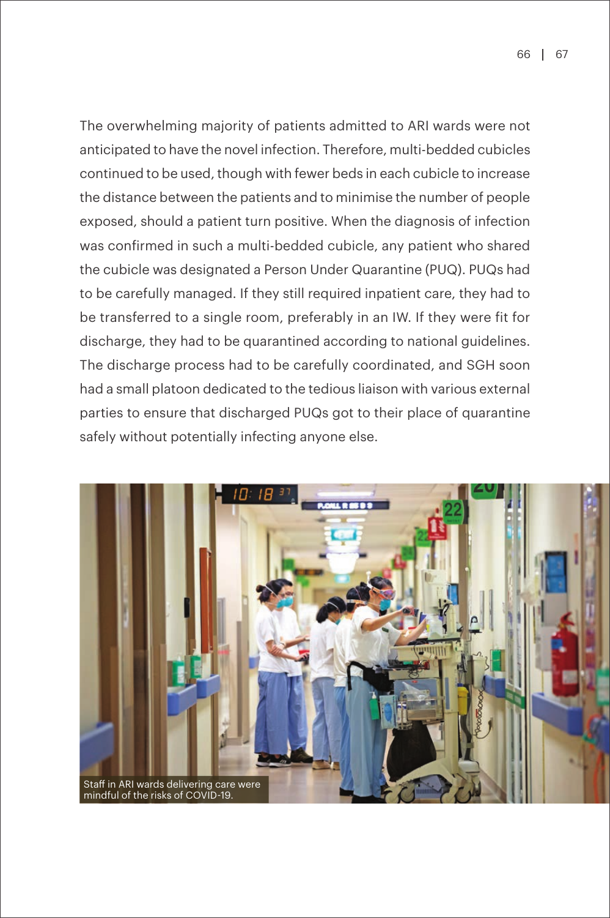The overwhelming majority of patients admitted to ARI wards were not anticipated to have the novel infection. Therefore, multi-bedded cubicles continued to be used, though with fewer beds in each cubicle to increase the distance between the patients and to minimise the number of people exposed, should a patient turn positive. When the diagnosis of infection was confirmed in such a multi-bedded cubicle, any patient who shared the cubicle was designated a Person Under Quarantine (PUQ). PUQs had to be carefully managed. If they still required inpatient care, they had to be transferred to a single room, preferably in an IW. If they were fit for discharge, they had to be quarantined according to national guidelines. The discharge process had to be carefully coordinated, and SGH soon had a small platoon dedicated to the tedious liaison with various external parties to ensure that discharged PUQs got to their place of quarantine safely without potentially infecting anyone else.

Staff in ARI wards delivering care were mindful of the risks of COVID-19.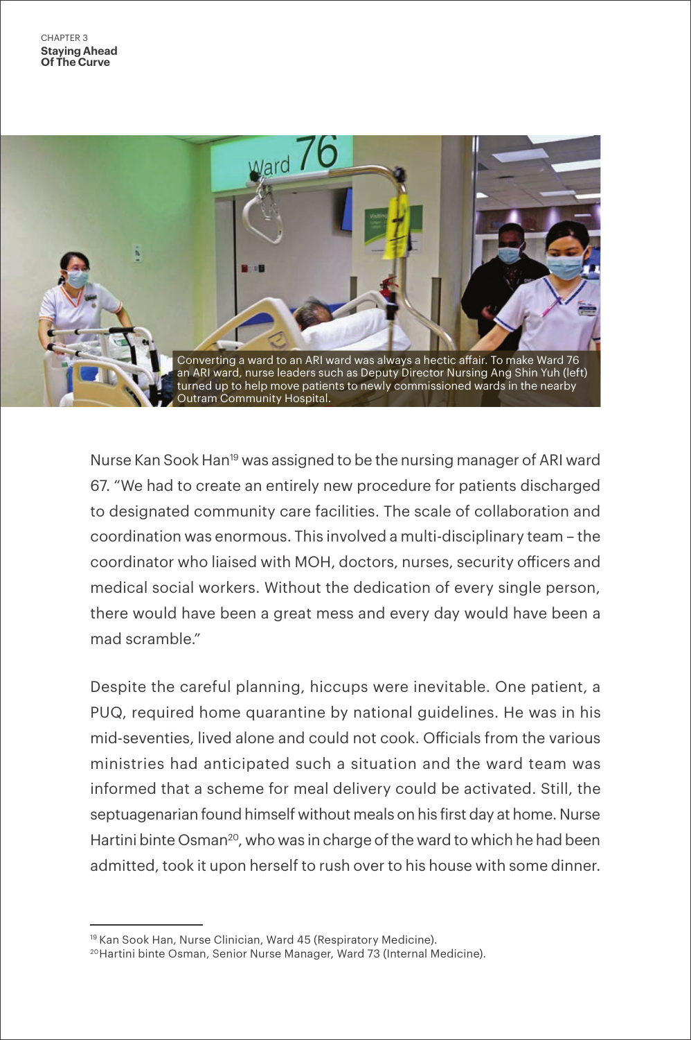Converting a ward to an ARI ward was always a hectic affair. To make Ward 76 an ARI ward, nurse leaders such as Deputy Director Nursing Ang Shin Yuh (left) turned up to help move patients to newly commissioned wards in the nearby Outram Community Hospital.

Nurse Kan Sook Han[19] was assigned to be the nursing manager of ARI ward 67. "We had to create an entirely new procedure for patients discharged to designated community care facilities. The scale of collaboration and coordination was enormous. This involved a multi-disciplinary team – the coordinator who liaised with MOH, doctors, nurses, security officers and medical social workers. Without the dedication of every single person, there would have been a great mess and every day would have been a mad scramble."

Despite the careful planning, hiccups were inevitable. One patient, a PUQ, required home quarantine by national guidelines. He was in his mid-seventies, lived alone and could not cook. Officials from the various ministries had anticipated such a situation and the ward team was informed that a scheme for meal delivery could be activated. Still, the septuagenarian found himself without meals on his first day at home. Nurse Hartini binte Osman[20], who was in charge of the ward to which he had been admitted, took it upon herself to rush over to his house with some dinner.

---

[19] Kan Sook Han, Nurse Clinician, Ward 45 (Respiratory Medicine).

[20] Hartini binte Osman, Senior Nurse Manager, Ward 73 (Internal Medicine).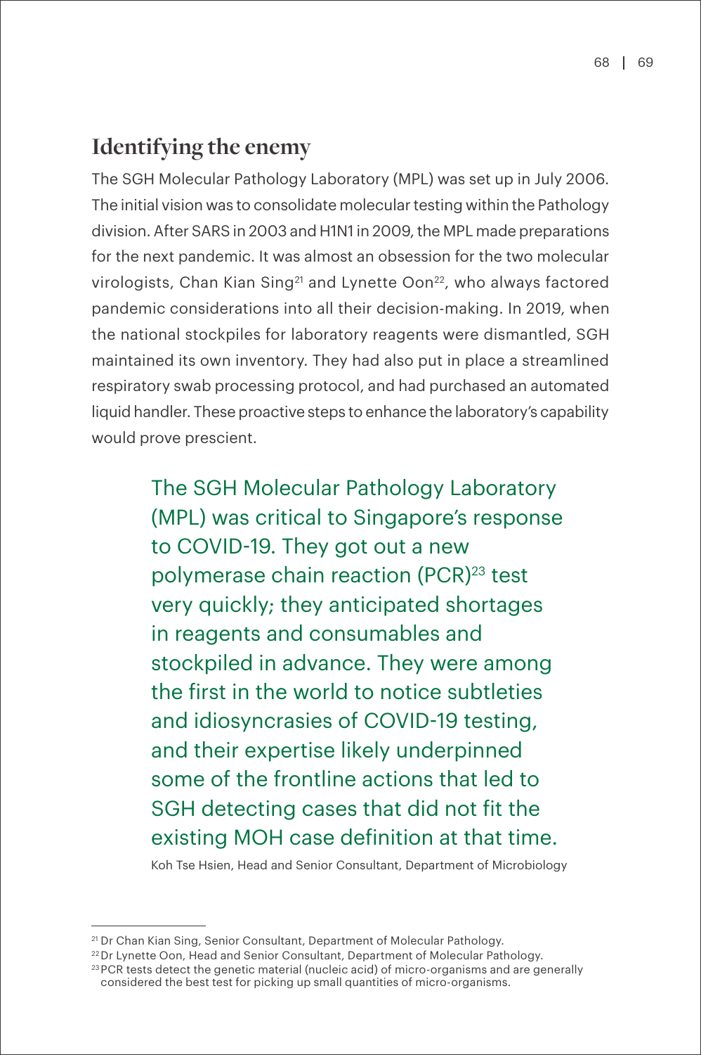## Identifying the enemy

The SGH Molecular Pathology Laboratory (MPL) was set up in July 2006. The initial vision was to consolidate molecular testing within the Pathology division. After SARS in 2003 and H1N1 in 2009, the MPL made preparations for the next pandemic. It was almost an obsession for the two molecular virologists, Chan Kian Sing[21] and Lynette Oon[22], who always factored pandemic considerations into all their decision-making. In 2019, when the national stockpiles for laboratory reagents were dismantled, SGH maintained its own inventory. They had also put in place a streamlined respiratory swab processing protocol, and had purchased an automated liquid handler. These proactive steps to enhance the laboratory's capability would prove prescient.

> The SGH Molecular Pathology Laboratory (MPL) was critical to Singapore's response to COVID-19. They got out a new polymerase chain reaction (PCR)[23] test very quickly; they anticipated shortages in reagents and consumables and stockpiled in advance. They were among the first in the world to notice subtleties and idiosyncrasies of COVID-19 testing, and their expertise likely underpinned some of the frontline actions that led to SGH detecting cases that did not fit the existing MOH case definition at that time.
>
> Koh Tse Hsien, Head and Senior Consultant, Department of Microbiology

---

[21] Dr Chan Kian Sing, Senior Consultant, Department of Molecular Pathology.

[22] Dr Lynette Oon, Head and Senior Consultant, Department of Molecular Pathology.

[23] PCR tests detect the genetic material (nucleic acid) of micro-organisms and are generally considered the best test for picking up small quantities of micro-organisms.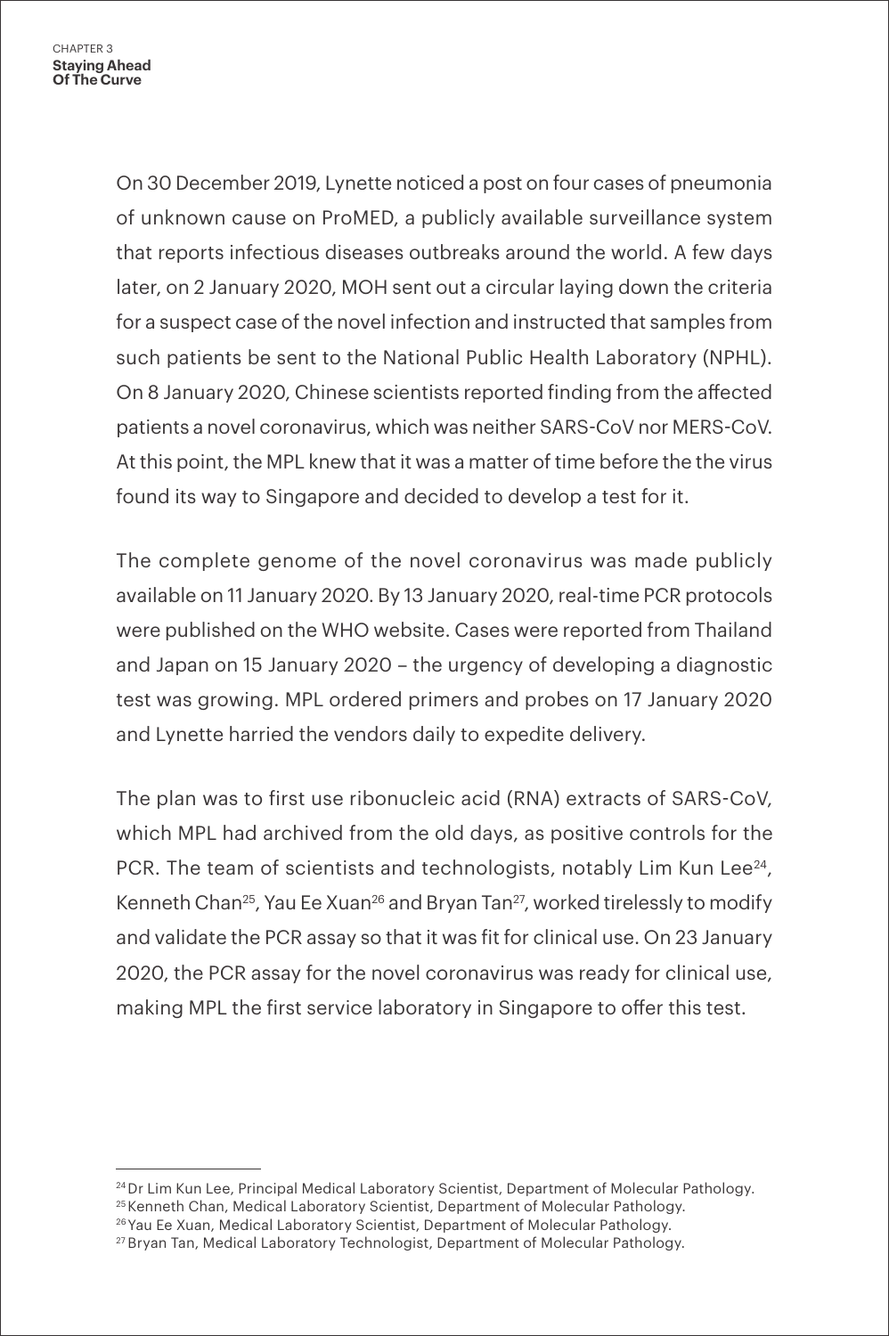On 30 December 2019, Lynette noticed a post on four cases of pneumonia of unknown cause on ProMED, a publicly available surveillance system that reports infectious diseases outbreaks around the world. A few days later, on 2 January 2020, MOH sent out a circular laying down the criteria for a suspect case of the novel infection and instructed that samples from such patients be sent to the National Public Health Laboratory (NPHL). On 8 January 2020, Chinese scientists reported finding from the affected patients a novel coronavirus, which was neither SARS-CoV nor MERS-CoV. At this point, the MPL knew that it was a matter of time before the the virus found its way to Singapore and decided to develop a test for it.

The complete genome of the novel coronavirus was made publicly available on 11 January 2020. By 13 January 2020, real-time PCR protocols were published on the WHO website. Cases were reported from Thailand and Japan on 15 January 2020 – the urgency of developing a diagnostic test was growing. MPL ordered primers and probes on 17 January 2020 and Lynette harried the vendors daily to expedite delivery.

The plan was to first use ribonucleic acid (RNA) extracts of SARS-CoV, which MPL had archived from the old days, as positive controls for the PCR. The team of scientists and technologists, notably Lim Kun Lee[24], Kenneth Chan[25], Yau Ee Xuan[26] and Bryan Tan[27], worked tirelessly to modify and validate the PCR assay so that it was fit for clinical use. On 23 January 2020, the PCR assay for the novel coronavirus was ready for clinical use, making MPL the first service laboratory in Singapore to offer this test.

---

[24] Dr Lim Kun Lee, Principal Medical Laboratory Scientist, Department of Molecular Pathology.

[25] Kenneth Chan, Medical Laboratory Scientist, Department of Molecular Pathology.

[26] Yau Ee Xuan, Medical Laboratory Scientist, Department of Molecular Pathology.

[27] Bryan Tan, Medical Laboratory Technologist, Department of Molecular Pathology.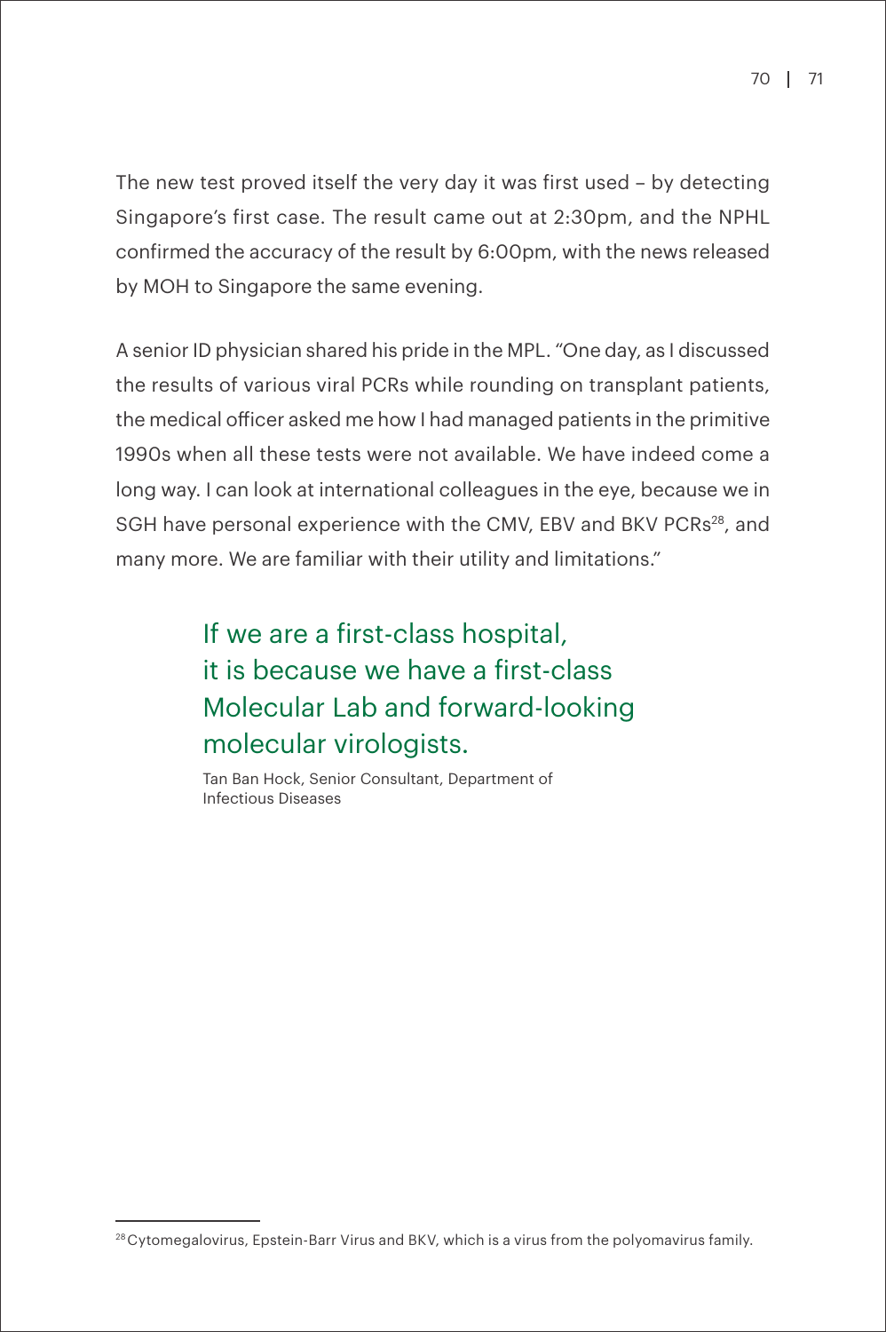The new test proved itself the very day it was first used – by detecting Singapore's first case. The result came out at 2:30pm, and the NPHL confirmed the accuracy of the result by 6:00pm, with the news released by MOH to Singapore the same evening.

A senior ID physician shared his pride in the MPL. "One day, as I discussed the results of various viral PCRs while rounding on transplant patients, the medical officer asked me how I had managed patients in the primitive 1990s when all these tests were not available. We have indeed come a long way. I can look at international colleagues in the eye, because we in SGH have personal experience with the CMV, EBV and BKV PCRs[28], and many more. We are familiar with their utility and limitations."

> If we are a first-class hospital, it is because we have a first-class Molecular Lab and forward-looking molecular virologists.
>
> Tan Ban Hock, Senior Consultant, Department of Infectious Diseases

[28] Cytomegalovirus, Epstein-Barr Virus and BKV, which is a virus from the polyomavirus family.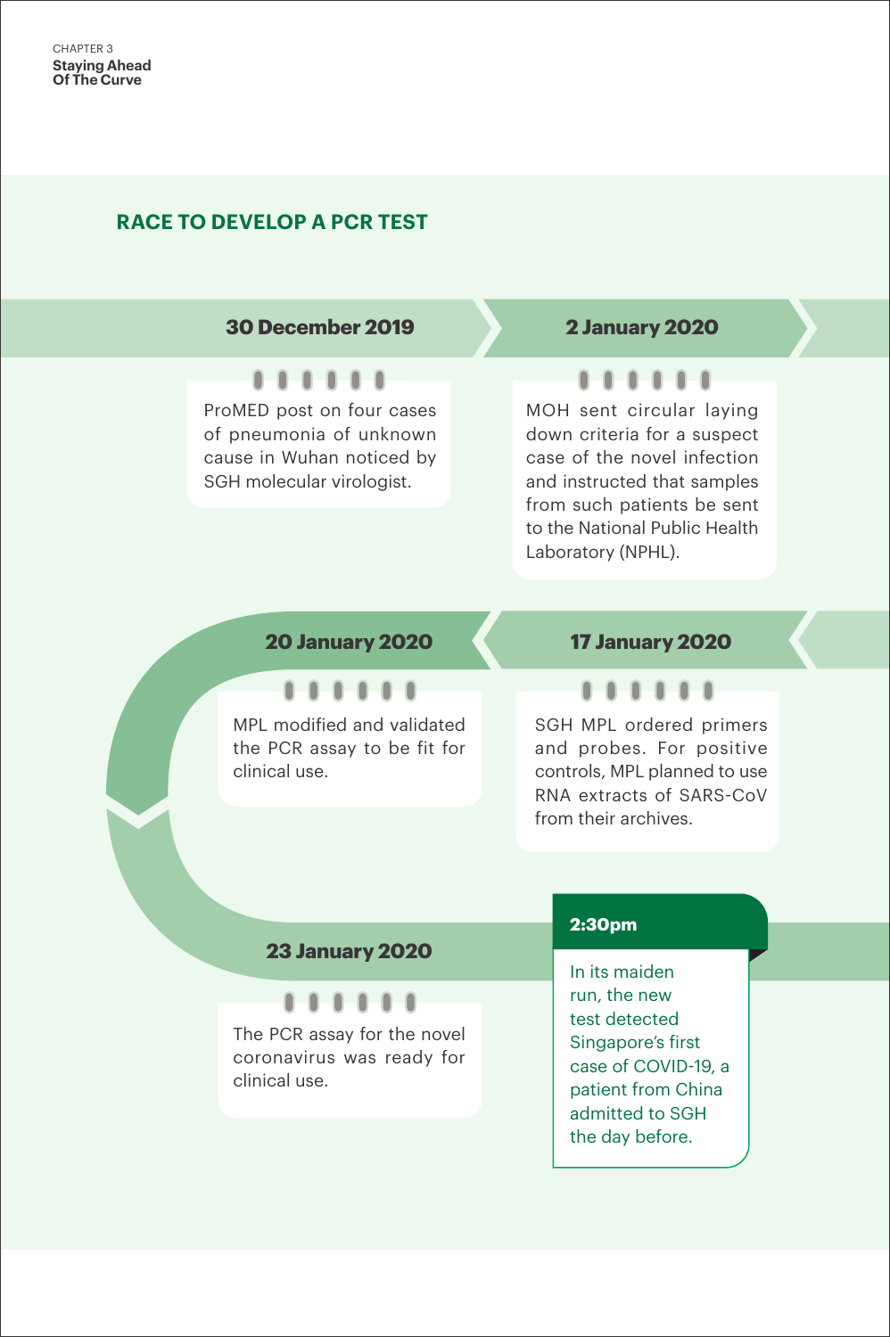## RACE TO DEVELOP A PCR TEST

**30 December 2019**

ProMED post on four cases of pneumonia of unknown cause in Wuhan noticed by SGH molecular virologist.

**2 January 2020**

MOH sent circular laying down criteria for a suspect case of the novel infection and instructed that samples from such patients be sent to the National Public Health Laboratory (NPHL).

**17 January 2020**

SGH MPL ordered primers and probes. For positive controls, MPL planned to use RNA extracts of SARS-CoV from their archives.

**20 January 2020**

MPL modified and validated the PCR assay to be fit for clinical use.

**23 January 2020**

The PCR assay for the novel coronavirus was ready for clinical use.

**2:30pm**

In its maiden run, the new test detected Singapore's first case of COVID-19, a patient from China admitted to SGH the day before.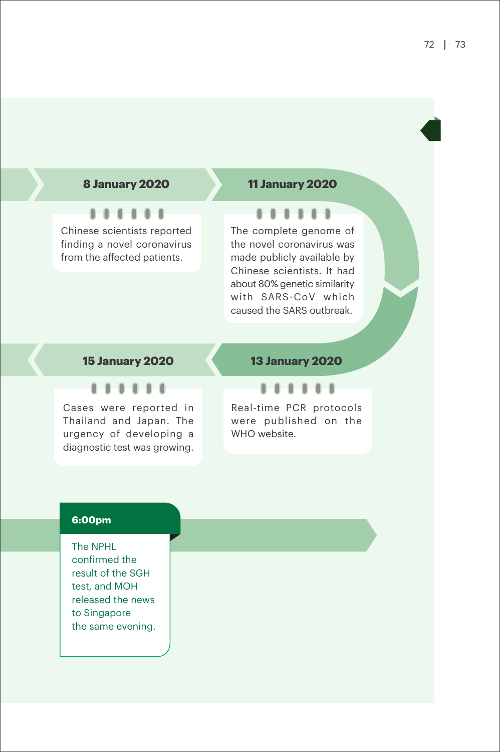**8 January 2020**

Chinese scientists reported finding a novel coronavirus from the affected patients.

**11 January 2020**

The complete genome of the novel coronavirus was made publicly available by Chinese scientists. It had about 80% genetic similarity with SARS-CoV which caused the SARS outbreak.

**13 January 2020**

Real-time PCR protocols were published on the WHO website.

**15 January 2020**

Cases were reported in Thailand and Japan. The urgency of developing a diagnostic test was growing.

**6:00pm**

The NPHL confirmed the result of the SGH test, and MOH released the news to Singapore the same evening.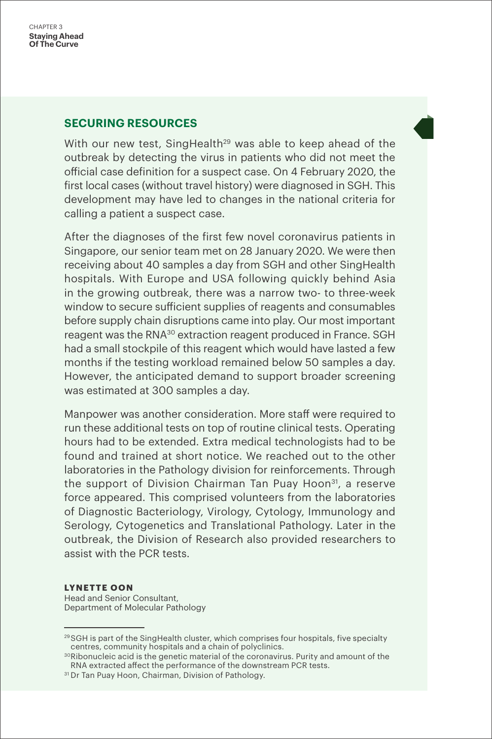## SECURING RESOURCES

With our new test, SingHealth[29] was able to keep ahead of the outbreak by detecting the virus in patients who did not meet the official case definition for a suspect case. On 4 February 2020, the first local cases (without travel history) were diagnosed in SGH. This development may have led to changes in the national criteria for calling a patient a suspect case.

After the diagnoses of the first few novel coronavirus patients in Singapore, our senior team met on 28 January 2020. We were then receiving about 40 samples a day from SGH and other SingHealth hospitals. With Europe and USA following quickly behind Asia in the growing outbreak, there was a narrow two- to three-week window to secure sufficient supplies of reagents and consumables before supply chain disruptions came into play. Our most important reagent was the RNA[30] extraction reagent produced in France. SGH had a small stockpile of this reagent which would have lasted a few months if the testing workload remained below 50 samples a day. However, the anticipated demand to support broader screening was estimated at 300 samples a day.

Manpower was another consideration. More staff were required to run these additional tests on top of routine clinical tests. Operating hours had to be extended. Extra medical technologists had to be found and trained at short notice. We reached out to the other laboratories in the Pathology division for reinforcements. Through the support of Division Chairman Tan Puay Hoon[31], a reserve force appeared. This comprised volunteers from the laboratories of Diagnostic Bacteriology, Virology, Cytology, Immunology and Serology, Cytogenetics and Translational Pathology. Later in the outbreak, the Division of Research also provided researchers to assist with the PCR tests.

**LYNETTE OON**
Head and Senior Consultant,
Department of Molecular Pathology

---

[29] SGH is part of the SingHealth cluster, which comprises four hospitals, five specialty centres, community hospitals and a chain of polyclinics.

[30] Ribonucleic acid is the genetic material of the coronavirus. Purity and amount of the RNA extracted affect the performance of the downstream PCR tests.

[31] Dr Tan Puay Hoon, Chairman, Division of Pathology.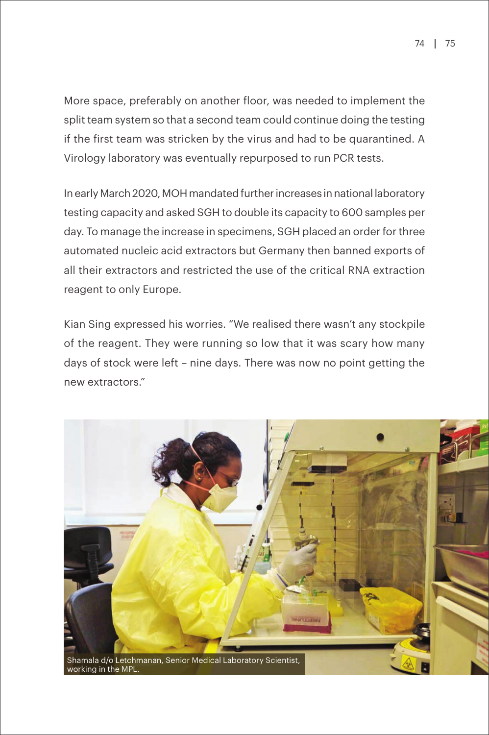More space, preferably on another floor, was needed to implement the split team system so that a second team could continue doing the testing if the first team was stricken by the virus and had to be quarantined. A Virology laboratory was eventually repurposed to run PCR tests.

In early March 2020, MOH mandated further increases in national laboratory testing capacity and asked SGH to double its capacity to 600 samples per day. To manage the increase in specimens, SGH placed an order for three automated nucleic acid extractors but Germany then banned exports of all their extractors and restricted the use of the critical RNA extraction reagent to only Europe.

Kian Sing expressed his worries. "We realised there wasn't any stockpile of the reagent. They were running so low that it was scary how many days of stock were left – nine days. There was now no point getting the new extractors."

Shamala d/o Letchmanan, Senior Medical Laboratory Scientist, working in the MPL.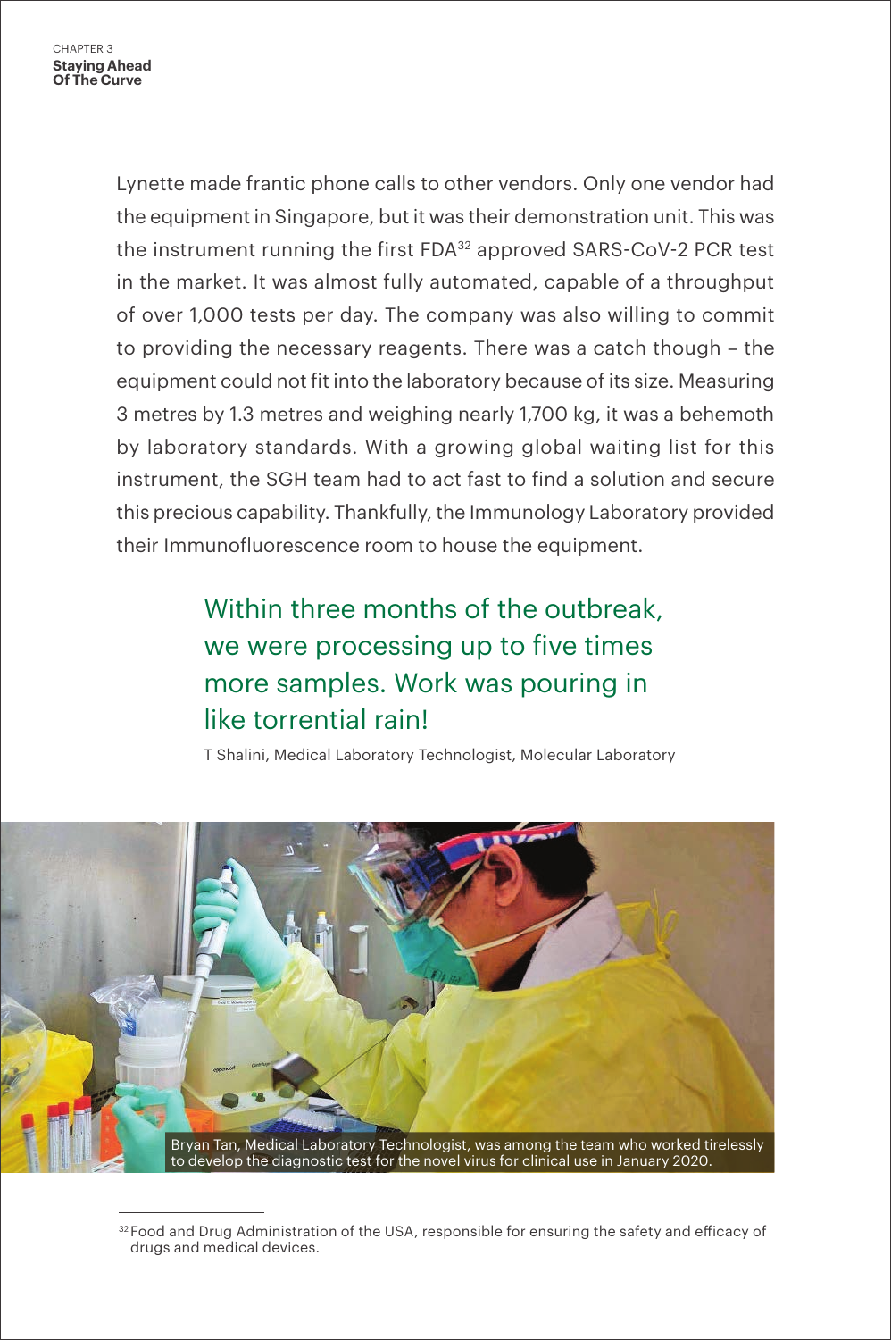Lynette made frantic phone calls to other vendors. Only one vendor had the equipment in Singapore, but it was their demonstration unit. This was the instrument running the first FDA[32] approved SARS-CoV-2 PCR test in the market. It was almost fully automated, capable of a throughput of over 1,000 tests per day. The company was also willing to commit to providing the necessary reagents. There was a catch though – the equipment could not fit into the laboratory because of its size. Measuring 3 metres by 1.3 metres and weighing nearly 1,700 kg, it was a behemoth by laboratory standards. With a growing global waiting list for this instrument, the SGH team had to act fast to find a solution and secure this precious capability. Thankfully, the Immunology Laboratory provided their Immunofluorescence room to house the equipment.

> Within three months of the outbreak, we were processing up to five times more samples. Work was pouring in like torrential rain!
>
> T Shalini, Medical Laboratory Technologist, Molecular Laboratory

Bryan Tan, Medical Laboratory Technologist, was among the team who worked tirelessly to develop the diagnostic test for the novel virus for clinical use in January 2020.

---

[32] Food and Drug Administration of the USA, responsible for ensuring the safety and efficacy of drugs and medical devices.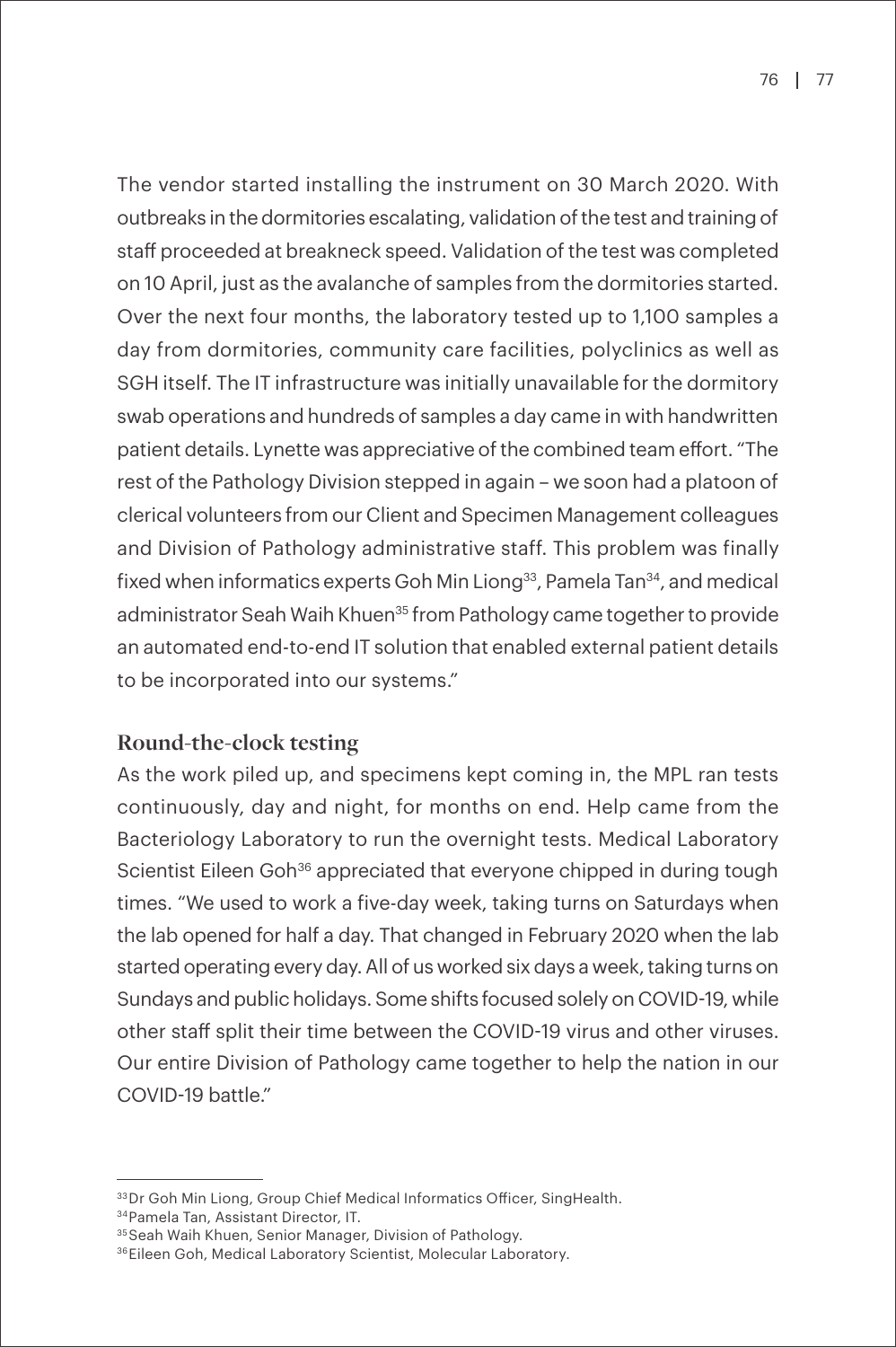The vendor started installing the instrument on 30 March 2020. With outbreaks in the dormitories escalating, validation of the test and training of staff proceeded at breakneck speed. Validation of the test was completed on 10 April, just as the avalanche of samples from the dormitories started. Over the next four months, the laboratory tested up to 1,100 samples a day from dormitories, community care facilities, polyclinics as well as SGH itself. The IT infrastructure was initially unavailable for the dormitory swab operations and hundreds of samples a day came in with handwritten patient details. Lynette was appreciative of the combined team effort. "The rest of the Pathology Division stepped in again – we soon had a platoon of clerical volunteers from our Client and Specimen Management colleagues and Division of Pathology administrative staff. This problem was finally fixed when informatics experts Goh Min Liong[33], Pamela Tan[34], and medical administrator Seah Waih Khuen[35] from Pathology came together to provide an automated end-to-end IT solution that enabled external patient details to be incorporated into our systems."

## Round-the-clock testing

As the work piled up, and specimens kept coming in, the MPL ran tests continuously, day and night, for months on end. Help came from the Bacteriology Laboratory to run the overnight tests. Medical Laboratory Scientist Eileen Goh[36] appreciated that everyone chipped in during tough times. "We used to work a five-day week, taking turns on Saturdays when the lab opened for half a day. That changed in February 2020 when the lab started operating every day. All of us worked six days a week, taking turns on Sundays and public holidays. Some shifts focused solely on COVID-19, while other staff split their time between the COVID-19 virus and other viruses. Our entire Division of Pathology came together to help the nation in our COVID-19 battle."

---

[33] Dr Goh Min Liong, Group Chief Medical Informatics Officer, SingHealth.

[34] Pamela Tan, Assistant Director, IT.

[35] Seah Waih Khuen, Senior Manager, Division of Pathology.

[36] Eileen Goh, Medical Laboratory Scientist, Molecular Laboratory.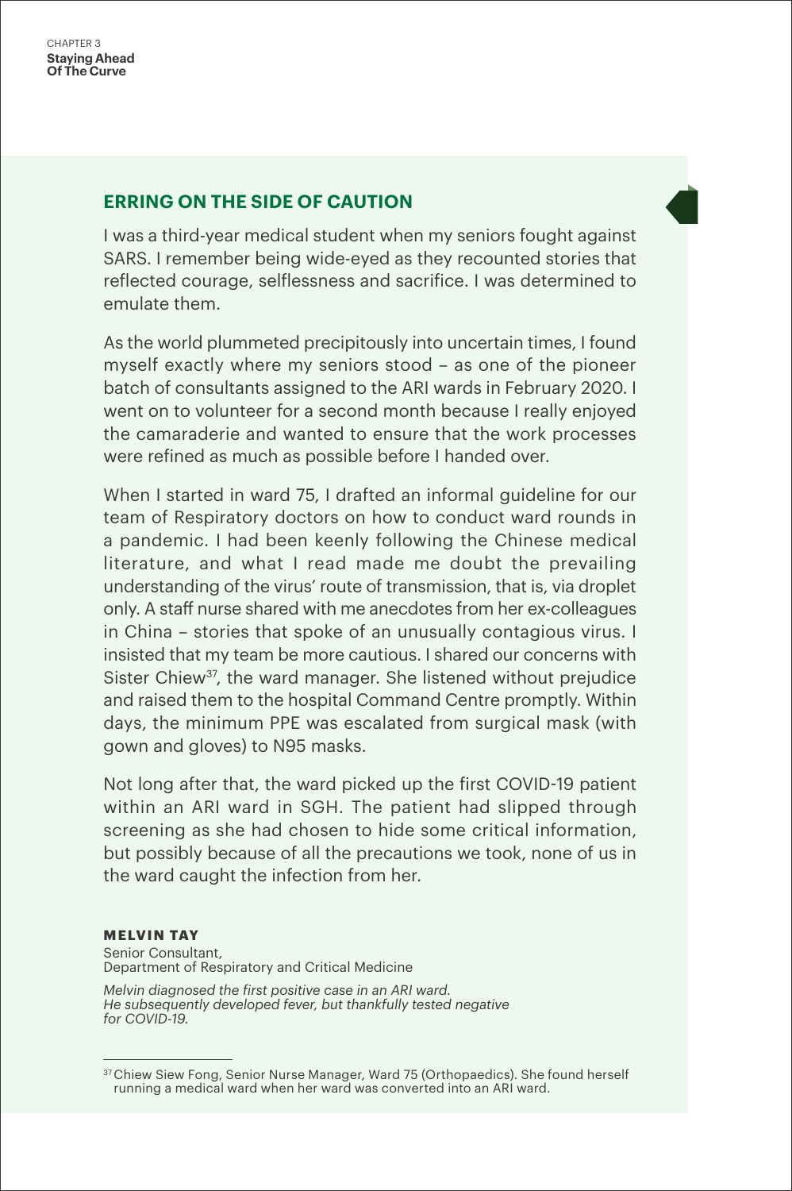## ERRING ON THE SIDE OF CAUTION

I was a third-year medical student when my seniors fought against SARS. I remember being wide-eyed as they recounted stories that reflected courage, selflessness and sacrifice. I was determined to emulate them.

As the world plummeted precipitously into uncertain times, I found myself exactly where my seniors stood – as one of the pioneer batch of consultants assigned to the ARI wards in February 2020. I went on to volunteer for a second month because I really enjoyed the camaraderie and wanted to ensure that the work processes were refined as much as possible before I handed over.

When I started in ward 75, I drafted an informal guideline for our team of Respiratory doctors on how to conduct ward rounds in a pandemic. I had been keenly following the Chinese medical literature, and what I read made me doubt the prevailing understanding of the virus' route of transmission, that is, via droplet only. A staff nurse shared with me anecdotes from her ex-colleagues in China – stories that spoke of an unusually contagious virus. I insisted that my team be more cautious. I shared our concerns with Sister Chiew[37], the ward manager. She listened without prejudice and raised them to the hospital Command Centre promptly. Within days, the minimum PPE was escalated from surgical mask (with gown and gloves) to N95 masks.

Not long after that, the ward picked up the first COVID-19 patient within an ARI ward in SGH. The patient had slipped through screening as she had chosen to hide some critical information, but possibly because of all the precautions we took, none of us in the ward caught the infection from her.

**MELVIN TAY**
Senior Consultant,
Department of Respiratory and Critical Medicine

*Melvin diagnosed the first positive case in an ARI ward. He subsequently developed fever, but thankfully tested negative for COVID-19.*

---

[37] Chiew Siew Fong, Senior Nurse Manager, Ward 75 (Orthopaedics). She found herself running a medical ward when her ward was converted into an ARI ward.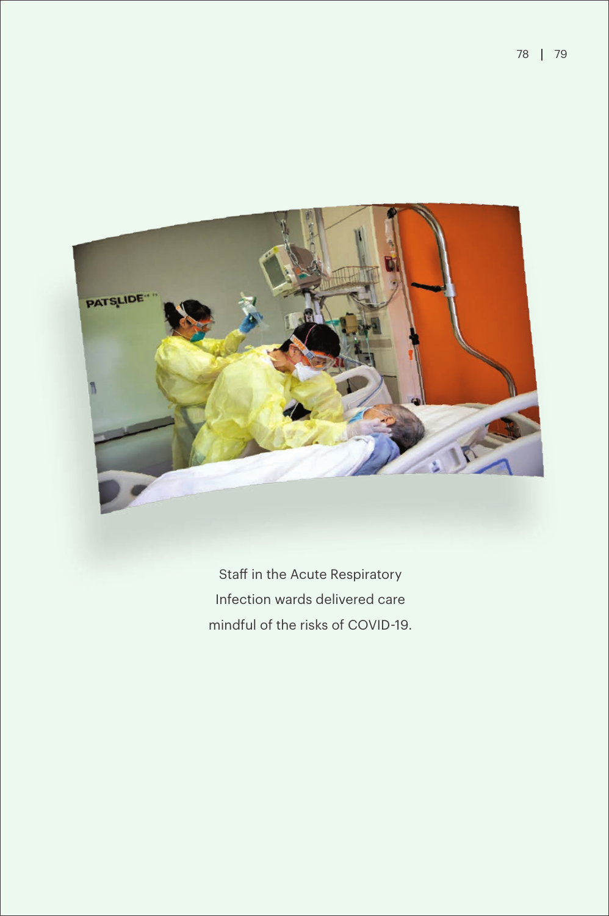Staff in the Acute Respiratory Infection wards delivered care mindful of the risks of COVID-19.